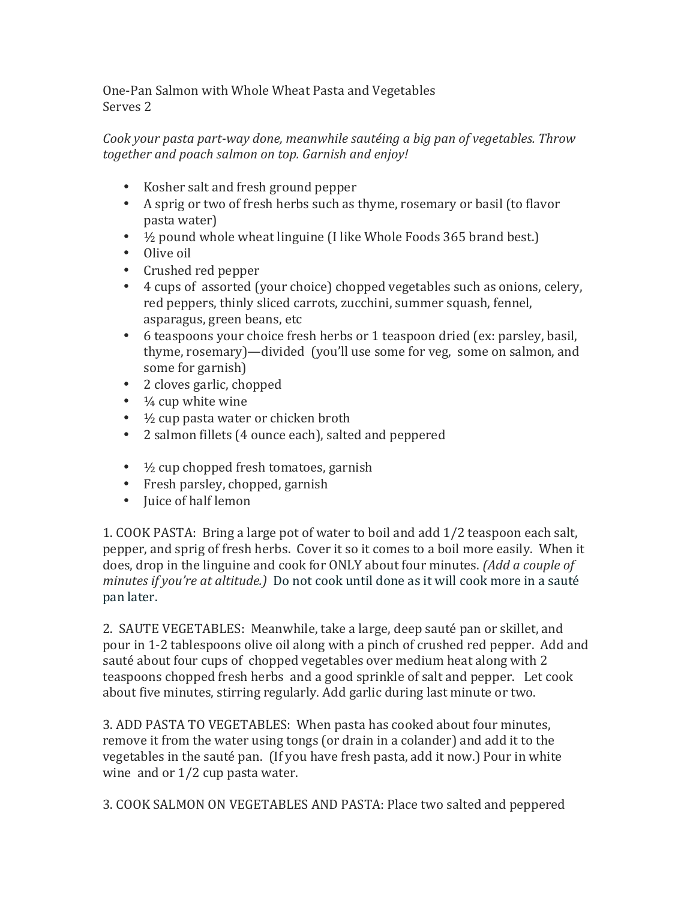One-Pan Salmon with Whole Wheat Pasta and Vegetables
Serves 2

*Cook your pasta part-way done, meanwhile sautéing a big pan of vegetables. Throw together and poach salmon on top. Garnish and enjoy!*

- Kosher salt and fresh ground pepper
- A sprig or two of fresh herbs such as thyme, rosemary or basil (to flavor pasta water)
- ½ pound whole wheat linguine (I like Whole Foods 365 brand best.)
- Olive oil
- Crushed red pepper
- 4 cups of assorted (your choice) chopped vegetables such as onions, celery, red peppers, thinly sliced carrots, zucchini, summer squash, fennel, asparagus, green beans, etc
- 6 teaspoons your choice fresh herbs or 1 teaspoon dried (ex: parsley, basil, thyme, rosemary)—divided (you'll use some for veg, some on salmon, and some for garnish)
- 2 cloves garlic, chopped
- ¼ cup white wine
- ½ cup pasta water or chicken broth
- 2 salmon fillets (4 ounce each), salted and peppered

- ½ cup chopped fresh tomatoes, garnish
- Fresh parsley, chopped, garnish
- Juice of half lemon

1. COOK PASTA: Bring a large pot of water to boil and add 1/2 teaspoon each salt, pepper, and sprig of fresh herbs. Cover it so it comes to a boil more easily. When it does, drop in the linguine and cook for ONLY about four minutes. *(Add a couple of minutes if you're at altitude.)* Do not cook until done as it will cook more in a sauté pan later.

2. SAUTE VEGETABLES: Meanwhile, take a large, deep sauté pan or skillet, and pour in 1-2 tablespoons olive oil along with a pinch of crushed red pepper. Add and sauté about four cups of chopped vegetables over medium heat along with 2 teaspoons chopped fresh herbs and a good sprinkle of salt and pepper. Let cook about five minutes, stirring regularly. Add garlic during last minute or two.

3. ADD PASTA TO VEGETABLES: When pasta has cooked about four minutes, remove it from the water using tongs (or drain in a colander) and add it to the vegetables in the sauté pan. (If you have fresh pasta, add it now.) Pour in white wine and or 1/2 cup pasta water.

3. COOK SALMON ON VEGETABLES AND PASTA: Place two salted and peppered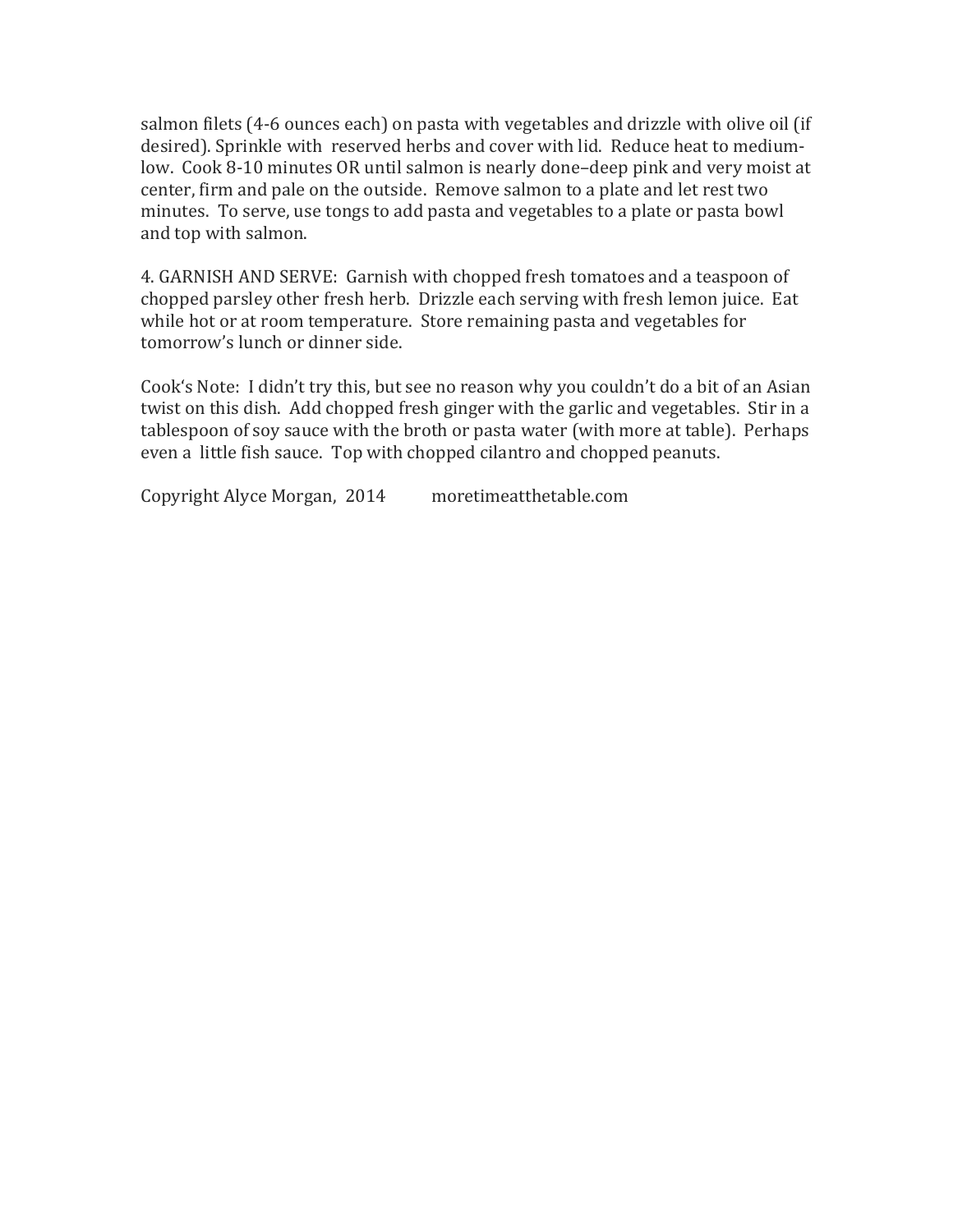salmon filets (4-6 ounces each) on pasta with vegetables and drizzle with olive oil (if desired). Sprinkle with reserved herbs and cover with lid. Reduce heat to medium-low. Cook 8-10 minutes OR until salmon is nearly done–deep pink and very moist at center, firm and pale on the outside. Remove salmon to a plate and let rest two minutes. To serve, use tongs to add pasta and vegetables to a plate or pasta bowl and top with salmon.

4. GARNISH AND SERVE: Garnish with chopped fresh tomatoes and a teaspoon of chopped parsley other fresh herb. Drizzle each serving with fresh lemon juice. Eat while hot or at room temperature. Store remaining pasta and vegetables for tomorrow's lunch or dinner side.

Cook's Note: I didn't try this, but see no reason why you couldn't do a bit of an Asian twist on this dish. Add chopped fresh ginger with the garlic and vegetables. Stir in a tablespoon of soy sauce with the broth or pasta water (with more at table). Perhaps even a little fish sauce. Top with chopped cilantro and chopped peanuts.

Copyright Alyce Morgan, 2014 moretimeatthetable.com